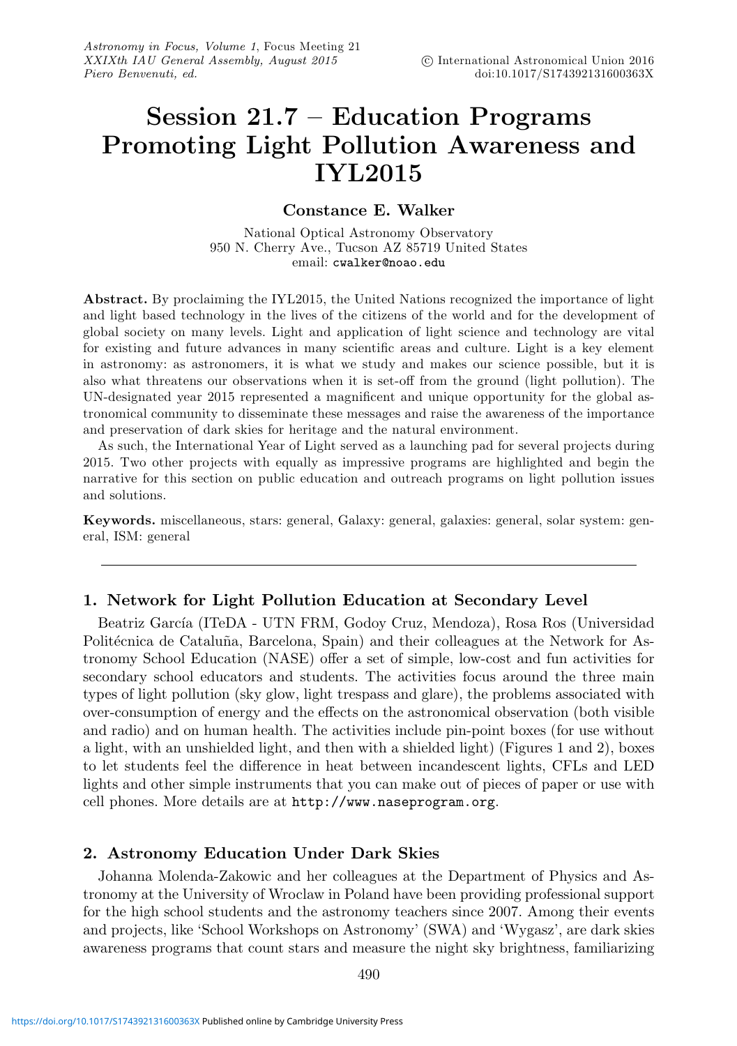# Session 21.7 – Education Programs Promoting Light Pollution Awareness and IYL2015

**Constance E. Walker**

National Optical Astronomy Observatory
950 N. Cherry Ave., Tucson AZ 85719 United States
email: cwalker@noao.edu

**Abstract.** By proclaiming the IYL2015, the United Nations recognized the importance of light and light based technology in the lives of the citizens of the world and for the development of global society on many levels. Light and application of light science and technology are vital for existing and future advances in many scientific areas and culture. Light is a key element in astronomy: as astronomers, it is what we study and makes our science possible, but it is also what threatens our observations when it is set-off from the ground (light pollution). The UN-designated year 2015 represented a magnificent and unique opportunity for the global astronomical community to disseminate these messages and raise the awareness of the importance and preservation of dark skies for heritage and the natural environment.

As such, the International Year of Light served as a launching pad for several projects during 2015. Two other projects with equally as impressive programs are highlighted and begin the narrative for this section on public education and outreach programs on light pollution issues and solutions.

**Keywords.** miscellaneous, stars: general, Galaxy: general, galaxies: general, solar system: general, ISM: general

## 1. Network for Light Pollution Education at Secondary Level

Beatriz García (ITeDA - UTN FRM, Godoy Cruz, Mendoza), Rosa Ros (Universidad Politécnica de Cataluña, Barcelona, Spain) and their colleagues at the Network for Astronomy School Education (NASE) offer a set of simple, low-cost and fun activities for secondary school educators and students. The activities focus around the three main types of light pollution (sky glow, light trespass and glare), the problems associated with over-consumption of energy and the effects on the astronomical observation (both visible and radio) and on human health. The activities include pin-point boxes (for use without a light, with an unshielded light, and then with a shielded light) (Figures 1 and 2), boxes to let students feel the difference in heat between incandescent lights, CFLs and LED lights and other simple instruments that you can make out of pieces of paper or use with cell phones. More details are at http://www.naseprogram.org.

## 2. Astronomy Education Under Dark Skies

Johanna Molenda-Zakowic and her colleagues at the Department of Physics and Astronomy at the University of Wroclaw in Poland have been providing professional support for the high school students and the astronomy teachers since 2007. Among their events and projects, like 'School Workshops on Astronomy' (SWA) and 'Wygasz', are dark skies awareness programs that count stars and measure the night sky brightness, familiarizing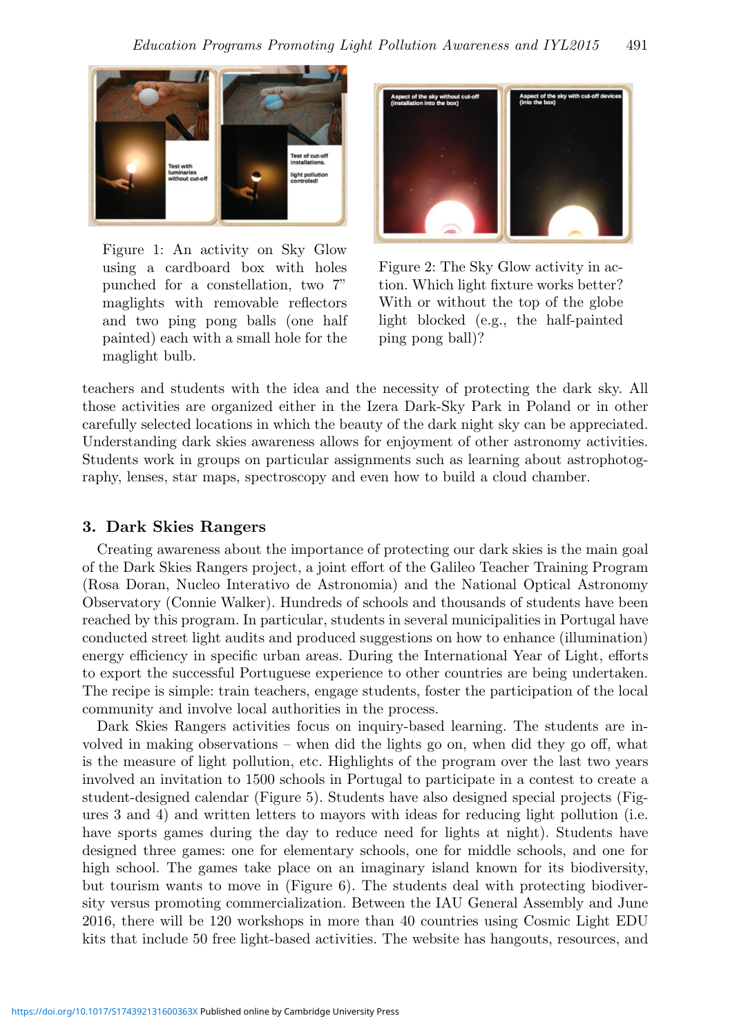Figure 1: An activity on Sky Glow using a cardboard box with holes punched for a constellation, two 7" maglights with removable reflectors and two ping pong balls (one half painted) each with a small hole for the maglight bulb.

Figure 2: The Sky Glow activity in action. Which light fixture works better? With or without the top of the globe light blocked (e.g., the half-painted ping pong ball)?

teachers and students with the idea and the necessity of protecting the dark sky. All those activities are organized either in the Izera Dark-Sky Park in Poland or in other carefully selected locations in which the beauty of the dark night sky can be appreciated. Understanding dark skies awareness allows for enjoyment of other astronomy activities. Students work in groups on particular assignments such as learning about astrophotography, lenses, star maps, spectroscopy and even how to build a cloud chamber.

## 3. Dark Skies Rangers

Creating awareness about the importance of protecting our dark skies is the main goal of the Dark Skies Rangers project, a joint effort of the Galileo Teacher Training Program (Rosa Doran, Nucleo Interativo de Astronomia) and the National Optical Astronomy Observatory (Connie Walker). Hundreds of schools and thousands of students have been reached by this program. In particular, students in several municipalities in Portugal have conducted street light audits and produced suggestions on how to enhance (illumination) energy efficiency in specific urban areas. During the International Year of Light, efforts to export the successful Portuguese experience to other countries are being undertaken. The recipe is simple: train teachers, engage students, foster the participation of the local community and involve local authorities in the process.

Dark Skies Rangers activities focus on inquiry-based learning. The students are involved in making observations – when did the lights go on, when did they go off, what is the measure of light pollution, etc. Highlights of the program over the last two years involved an invitation to 1500 schools in Portugal to participate in a contest to create a student-designed calendar (Figure 5). Students have also designed special projects (Figures 3 and 4) and written letters to mayors with ideas for reducing light pollution (i.e. have sports games during the day to reduce need for lights at night). Students have designed three games: one for elementary schools, one for middle schools, and one for high school. The games take place on an imaginary island known for its biodiversity, but tourism wants to move in (Figure 6). The students deal with protecting biodiversity versus promoting commercialization. Between the IAU General Assembly and June 2016, there will be 120 workshops in more than 40 countries using Cosmic Light EDU kits that include 50 free light-based activities. The website has hangouts, resources, and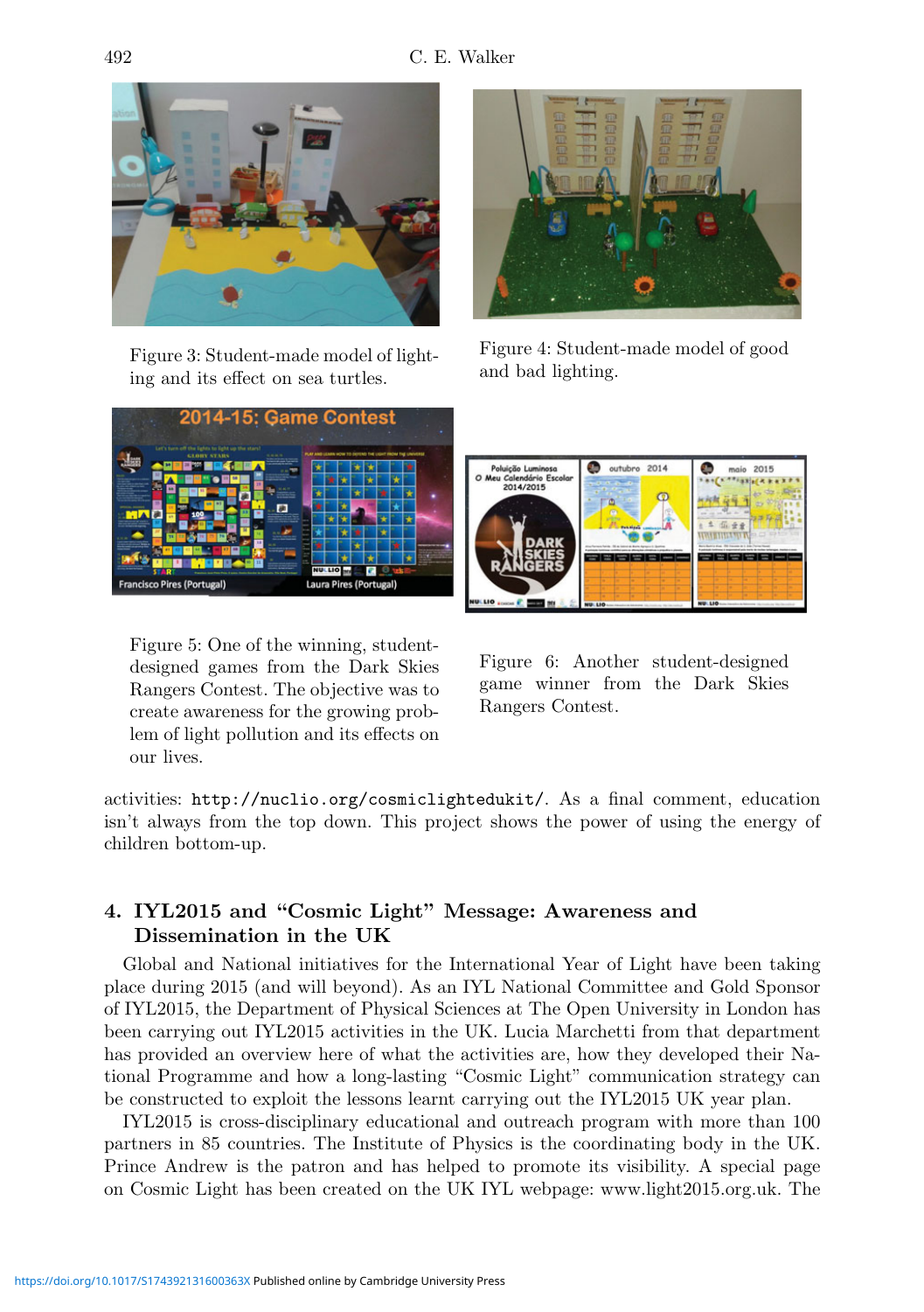Figure 3: Student-made model of lighting and its effect on sea turtles.

Figure 4: Student-made model of good and bad lighting.

Figure 5: One of the winning, student-designed games from the Dark Skies Rangers Contest. The objective was to create awareness for the growing problem of light pollution and its effects on our lives.

Figure 6: Another student-designed game winner from the Dark Skies Rangers Contest.

activities: http://nuclio.org/cosmiclightedukit/. As a final comment, education isn't always from the top down. This project shows the power of using the energy of children bottom-up.

## 4. IYL2015 and "Cosmic Light" Message: Awareness and Dissemination in the UK

Global and National initiatives for the International Year of Light have been taking place during 2015 (and will beyond). As an IYL National Committee and Gold Sponsor of IYL2015, the Department of Physical Sciences at The Open University in London has been carrying out IYL2015 activities in the UK. Lucia Marchetti from that department has provided an overview here of what the activities are, how they developed their National Programme and how a long-lasting "Cosmic Light" communication strategy can be constructed to exploit the lessons learnt carrying out the IYL2015 UK year plan.

IYL2015 is cross-disciplinary educational and outreach program with more than 100 partners in 85 countries. The Institute of Physics is the coordinating body in the UK. Prince Andrew is the patron and has helped to promote its visibility. A special page on Cosmic Light has been created on the UK IYL webpage: www.light2015.org.uk. The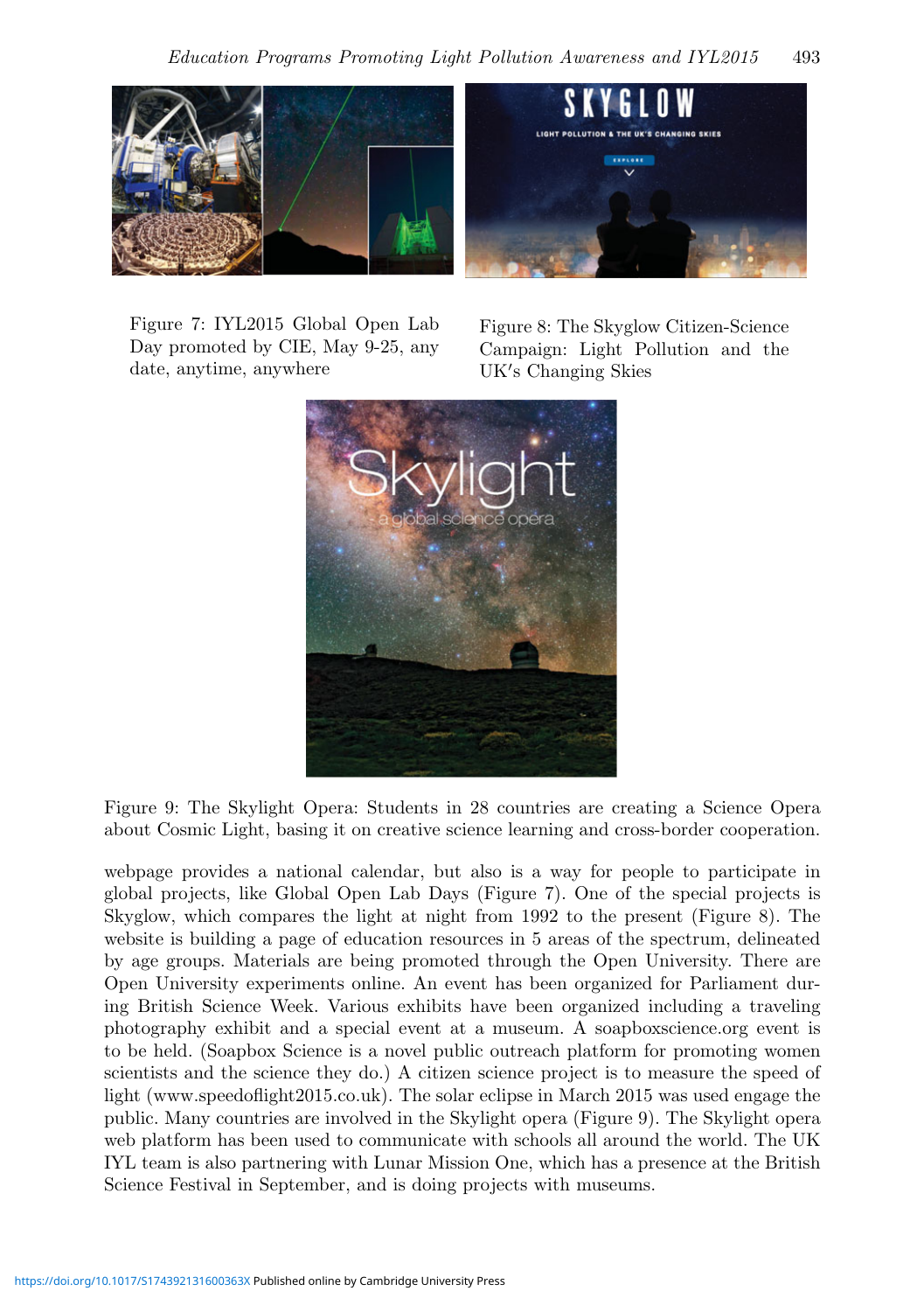Figure 7: IYL2015 Global Open Lab Day promoted by CIE, May 9-25, any date, anytime, anywhere

Figure 8: The Skyglow Citizen-Science Campaign: Light Pollution and the UK′s Changing Skies

Figure 9: The Skylight Opera: Students in 28 countries are creating a Science Opera about Cosmic Light, basing it on creative science learning and cross-border cooperation.

webpage provides a national calendar, but also is a way for people to participate in global projects, like Global Open Lab Days (Figure 7). One of the special projects is Skyglow, which compares the light at night from 1992 to the present (Figure 8). The website is building a page of education resources in 5 areas of the spectrum, delineated by age groups. Materials are being promoted through the Open University. There are Open University experiments online. An event has been organized for Parliament during British Science Week. Various exhibits have been organized including a traveling photography exhibit and a special event at a museum. A soapboxscience.org event is to be held. (Soapbox Science is a novel public outreach platform for promoting women scientists and the science they do.) A citizen science project is to measure the speed of light (www.speedoflight2015.co.uk). The solar eclipse in March 2015 was used engage the public. Many countries are involved in the Skylight opera (Figure 9). The Skylight opera web platform has been used to communicate with schools all around the world. The UK IYL team is also partnering with Lunar Mission One, which has a presence at the British Science Festival in September, and is doing projects with museums.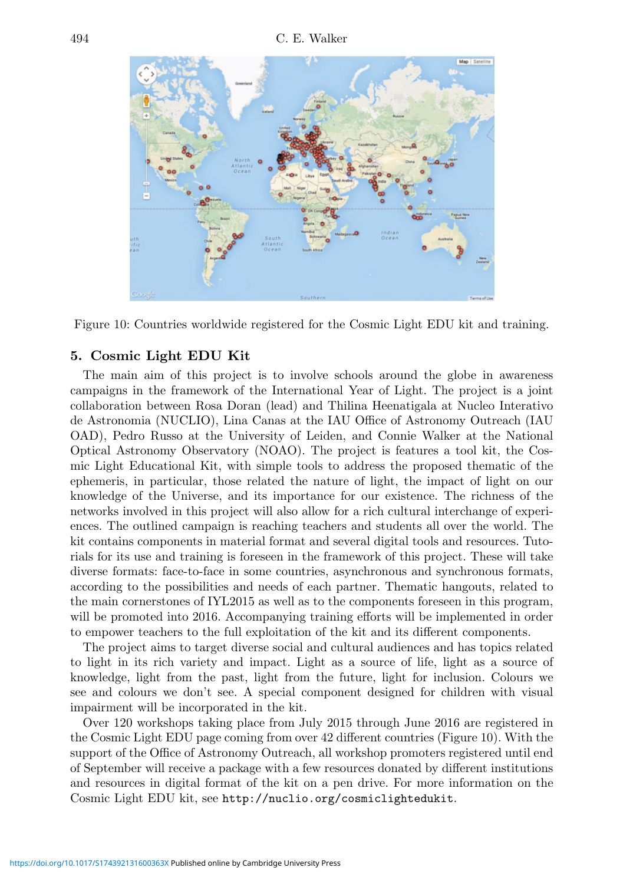Figure 10: Countries worldwide registered for the Cosmic Light EDU kit and training.

## 5. Cosmic Light EDU Kit

The main aim of this project is to involve schools around the globe in awareness campaigns in the framework of the International Year of Light. The project is a joint collaboration between Rosa Doran (lead) and Thilina Heenatigala at Nucleo Interativo de Astronomia (NUCLIO), Lina Canas at the IAU Office of Astronomy Outreach (IAU OAD), Pedro Russo at the University of Leiden, and Connie Walker at the National Optical Astronomy Observatory (NOAO). The project is features a tool kit, the Cosmic Light Educational Kit, with simple tools to address the proposed thematic of the ephemeris, in particular, those related the nature of light, the impact of light on our knowledge of the Universe, and its importance for our existence. The richness of the networks involved in this project will also allow for a rich cultural interchange of experiences. The outlined campaign is reaching teachers and students all over the world. The kit contains components in material format and several digital tools and resources. Tutorials for its use and training is foreseen in the framework of this project. These will take diverse formats: face-to-face in some countries, asynchronous and synchronous formats, according to the possibilities and needs of each partner. Thematic hangouts, related to the main cornerstones of IYL2015 as well as to the components foreseen in this program, will be promoted into 2016. Accompanying training efforts will be implemented in order to empower teachers to the full exploitation of the kit and its different components.

The project aims to target diverse social and cultural audiences and has topics related to light in its rich variety and impact. Light as a source of life, light as a source of knowledge, light from the past, light from the future, light for inclusion. Colours we see and colours we don't see. A special component designed for children with visual impairment will be incorporated in the kit.

Over 120 workshops taking place from July 2015 through June 2016 are registered in the Cosmic Light EDU page coming from over 42 different countries (Figure 10). With the support of the Office of Astronomy Outreach, all workshop promoters registered until end of September will receive a package with a few resources donated by different institutions and resources in digital format of the kit on a pen drive. For more information on the Cosmic Light EDU kit, see `http://nuclio.org/cosmiclightedukit`.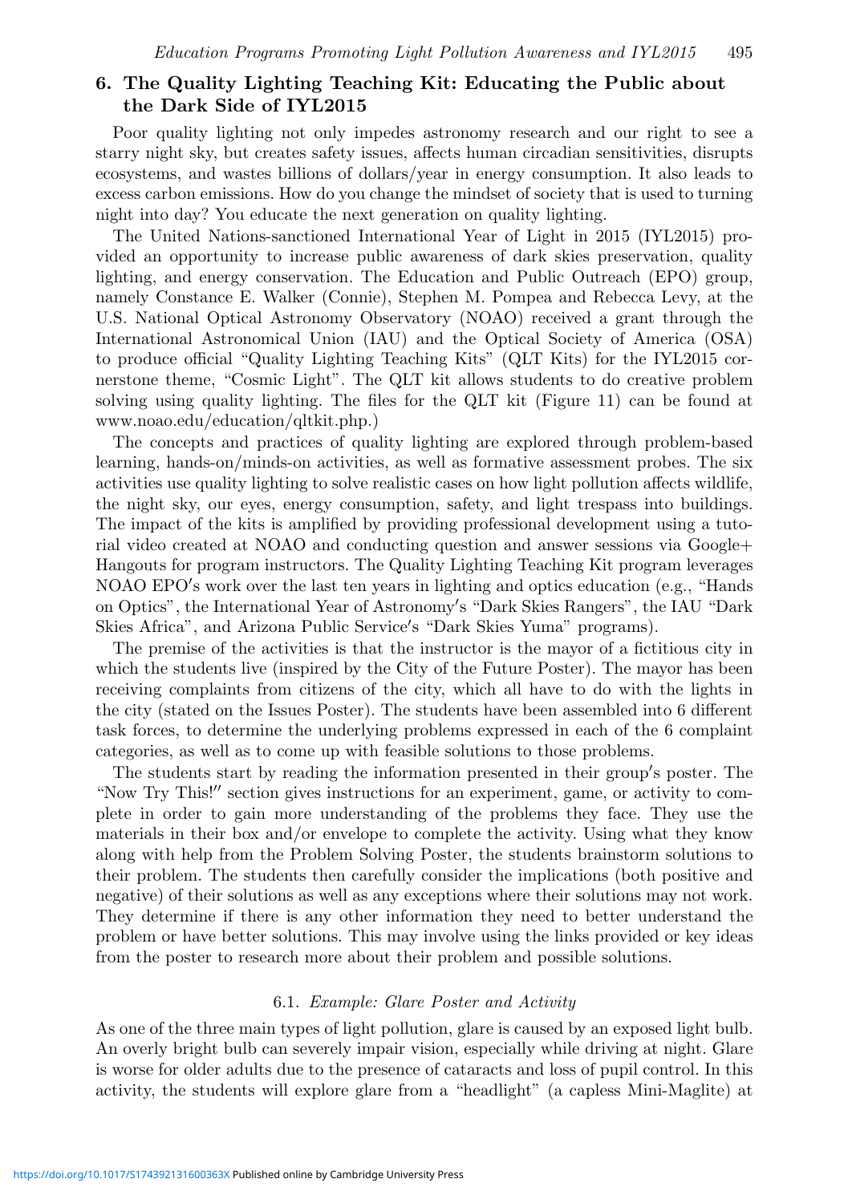## 6. The Quality Lighting Teaching Kit: Educating the Public about the Dark Side of IYL2015

Poor quality lighting not only impedes astronomy research and our right to see a starry night sky, but creates safety issues, affects human circadian sensitivities, disrupts ecosystems, and wastes billions of dollars/year in energy consumption. It also leads to excess carbon emissions. How do you change the mindset of society that is used to turning night into day? You educate the next generation on quality lighting.

The United Nations-sanctioned International Year of Light in 2015 (IYL2015) provided an opportunity to increase public awareness of dark skies preservation, quality lighting, and energy conservation. The Education and Public Outreach (EPO) group, namely Constance E. Walker (Connie), Stephen M. Pompea and Rebecca Levy, at the U.S. National Optical Astronomy Observatory (NOAO) received a grant through the International Astronomical Union (IAU) and the Optical Society of America (OSA) to produce official "Quality Lighting Teaching Kits" (QLT Kits) for the IYL2015 cornerstone theme, "Cosmic Light". The QLT kit allows students to do creative problem solving using quality lighting. The files for the QLT kit (Figure 11) can be found at www.noao.edu/education/qltkit.php.)

The concepts and practices of quality lighting are explored through problem-based learning, hands-on/minds-on activities, as well as formative assessment probes. The six activities use quality lighting to solve realistic cases on how light pollution affects wildlife, the night sky, our eyes, energy consumption, safety, and light trespass into buildings. The impact of the kits is amplified by providing professional development using a tutorial video created at NOAO and conducting question and answer sessions via Google+ Hangouts for program instructors. The Quality Lighting Teaching Kit program leverages NOAO EPO′s work over the last ten years in lighting and optics education (e.g., "Hands on Optics", the International Year of Astronomy′s "Dark Skies Rangers", the IAU "Dark Skies Africa", and Arizona Public Service′s "Dark Skies Yuma" programs).

The premise of the activities is that the instructor is the mayor of a fictitious city in which the students live (inspired by the City of the Future Poster). The mayor has been receiving complaints from citizens of the city, which all have to do with the lights in the city (stated on the Issues Poster). The students have been assembled into 6 different task forces, to determine the underlying problems expressed in each of the 6 complaint categories, as well as to come up with feasible solutions to those problems.

The students start by reading the information presented in their group′s poster. The "Now Try This!″ section gives instructions for an experiment, game, or activity to complete in order to gain more understanding of the problems they face. They use the materials in their box and/or envelope to complete the activity. Using what they know along with help from the Problem Solving Poster, the students brainstorm solutions to their problem. The students then carefully consider the implications (both positive and negative) of their solutions as well as any exceptions where their solutions may not work. They determine if there is any other information they need to better understand the problem or have better solutions. This may involve using the links provided or key ideas from the poster to research more about their problem and possible solutions.

### 6.1. *Example: Glare Poster and Activity*

As one of the three main types of light pollution, glare is caused by an exposed light bulb. An overly bright bulb can severely impair vision, especially while driving at night. Glare is worse for older adults due to the presence of cataracts and loss of pupil control. In this activity, the students will explore glare from a "headlight" (a capless Mini-Maglite) at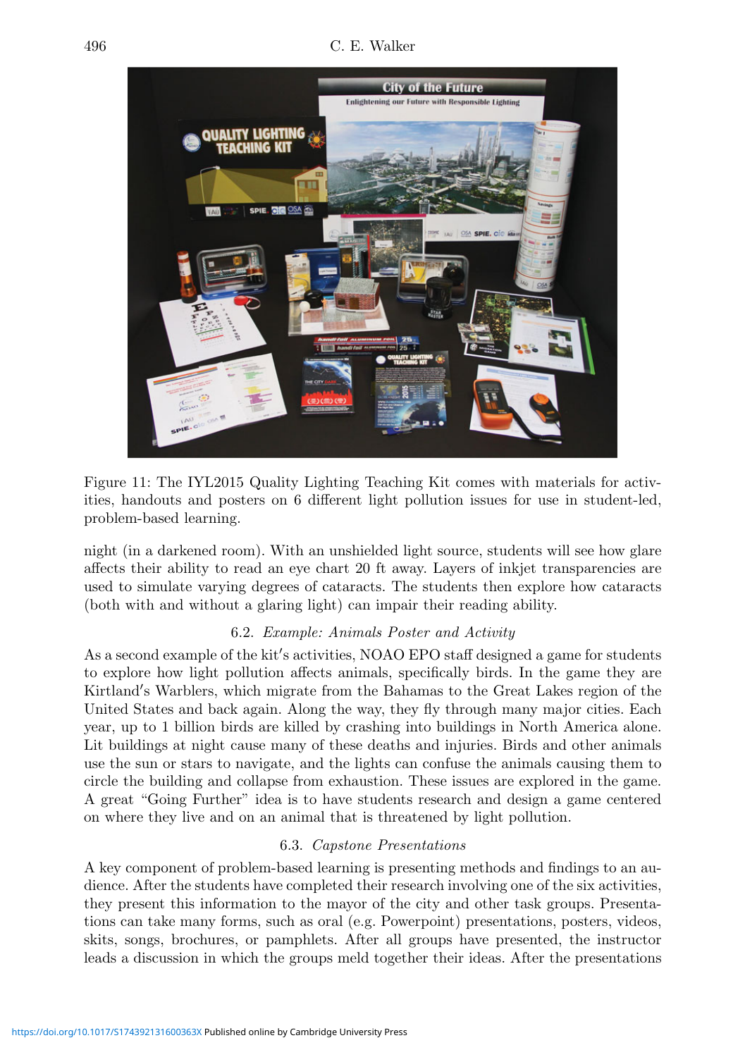Figure 11: The IYL2015 Quality Lighting Teaching Kit comes with materials for activities, handouts and posters on 6 different light pollution issues for use in student-led, problem-based learning.

night (in a darkened room). With an unshielded light source, students will see how glare affects their ability to read an eye chart 20 ft away. Layers of inkjet transparencies are used to simulate varying degrees of cataracts. The students then explore how cataracts (both with and without a glaring light) can impair their reading ability.

### 6.2. *Example: Animals Poster and Activity*

As a second example of the kit′s activities, NOAO EPO staff designed a game for students to explore how light pollution affects animals, specifically birds. In the game they are Kirtland′s Warblers, which migrate from the Bahamas to the Great Lakes region of the United States and back again. Along the way, they fly through many major cities. Each year, up to 1 billion birds are killed by crashing into buildings in North America alone. Lit buildings at night cause many of these deaths and injuries. Birds and other animals use the sun or stars to navigate, and the lights can confuse the animals causing them to circle the building and collapse from exhaustion. These issues are explored in the game. A great "Going Further" idea is to have students research and design a game centered on where they live and on an animal that is threatened by light pollution.

### 6.3. *Capstone Presentations*

A key component of problem-based learning is presenting methods and findings to an audience. After the students have completed their research involving one of the six activities, they present this information to the mayor of the city and other task groups. Presentations can take many forms, such as oral (e.g. Powerpoint) presentations, posters, videos, skits, songs, brochures, or pamphlets. After all groups have presented, the instructor leads a discussion in which the groups meld together their ideas. After the presentations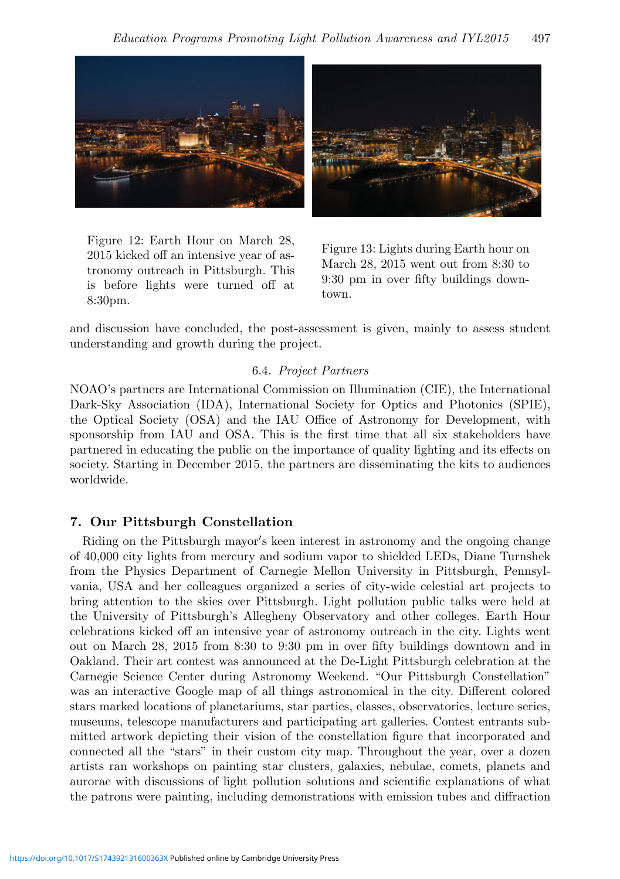Figure 12: Earth Hour on March 28, 2015 kicked off an intensive year of astronomy outreach in Pittsburgh. This is before lights were turned off at 8:30pm.

Figure 13: Lights during Earth hour on March 28, 2015 went out from 8:30 to 9:30 pm in over fifty buildings downtown.

and discussion have concluded, the post-assessment is given, mainly to assess student understanding and growth during the project.

### 6.4. *Project Partners*

NOAO's partners are International Commission on Illumination (CIE), the International Dark-Sky Association (IDA), International Society for Optics and Photonics (SPIE), the Optical Society (OSA) and the IAU Office of Astronomy for Development, with sponsorship from IAU and OSA. This is the first time that all six stakeholders have partnered in educating the public on the importance of quality lighting and its effects on society. Starting in December 2015, the partners are disseminating the kits to audiences worldwide.

## 7. Our Pittsburgh Constellation

Riding on the Pittsburgh mayor′s keen interest in astronomy and the ongoing change of 40,000 city lights from mercury and sodium vapor to shielded LEDs, Diane Turnshek from the Physics Department of Carnegie Mellon University in Pittsburgh, Pennsylvania, USA and her colleagues organized a series of city-wide celestial art projects to bring attention to the skies over Pittsburgh. Light pollution public talks were held at the University of Pittsburgh's Allegheny Observatory and other colleges. Earth Hour celebrations kicked off an intensive year of astronomy outreach in the city. Lights went out on March 28, 2015 from 8:30 to 9:30 pm in over fifty buildings downtown and in Oakland. Their art contest was announced at the De-Light Pittsburgh celebration at the Carnegie Science Center during Astronomy Weekend. "Our Pittsburgh Constellation" was an interactive Google map of all things astronomical in the city. Different colored stars marked locations of planetariums, star parties, classes, observatories, lecture series, museums, telescope manufacturers and participating art galleries. Contest entrants submitted artwork depicting their vision of the constellation figure that incorporated and connected all the "stars" in their custom city map. Throughout the year, over a dozen artists ran workshops on painting star clusters, galaxies, nebulae, comets, planets and aurorae with discussions of light pollution solutions and scientific explanations of what the patrons were painting, including demonstrations with emission tubes and diffraction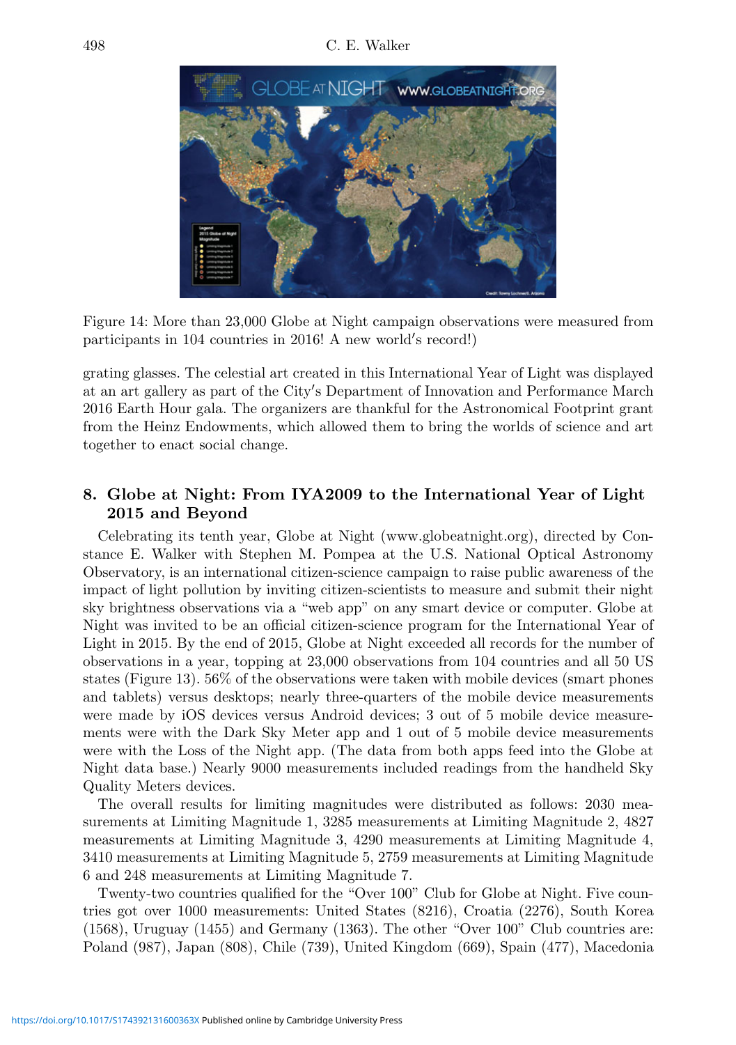Figure 14: More than 23,000 Globe at Night campaign observations were measured from participants in 104 countries in 2016! A new world′s record!)

grating glasses. The celestial art created in this International Year of Light was displayed at an art gallery as part of the City′s Department of Innovation and Performance March 2016 Earth Hour gala. The organizers are thankful for the Astronomical Footprint grant from the Heinz Endowments, which allowed them to bring the worlds of science and art together to enact social change.

## 8. Globe at Night: From IYA2009 to the International Year of Light 2015 and Beyond

Celebrating its tenth year, Globe at Night (www.globeatnight.org), directed by Constance E. Walker with Stephen M. Pompea at the U.S. National Optical Astronomy Observatory, is an international citizen-science campaign to raise public awareness of the impact of light pollution by inviting citizen-scientists to measure and submit their night sky brightness observations via a "web app" on any smart device or computer. Globe at Night was invited to be an official citizen-science program for the International Year of Light in 2015. By the end of 2015, Globe at Night exceeded all records for the number of observations in a year, topping at 23,000 observations from 104 countries and all 50 US states (Figure 13). 56% of the observations were taken with mobile devices (smart phones and tablets) versus desktops; nearly three-quarters of the mobile device measurements were made by iOS devices versus Android devices; 3 out of 5 mobile device measurements were with the Dark Sky Meter app and 1 out of 5 mobile device measurements were with the Loss of the Night app. (The data from both apps feed into the Globe at Night data base.) Nearly 9000 measurements included readings from the handheld Sky Quality Meters devices.

The overall results for limiting magnitudes were distributed as follows: 2030 measurements at Limiting Magnitude 1, 3285 measurements at Limiting Magnitude 2, 4827 measurements at Limiting Magnitude 3, 4290 measurements at Limiting Magnitude 4, 3410 measurements at Limiting Magnitude 5, 2759 measurements at Limiting Magnitude 6 and 248 measurements at Limiting Magnitude 7.

Twenty-two countries qualified for the "Over 100" Club for Globe at Night. Five countries got over 1000 measurements: United States (8216), Croatia (2276), South Korea (1568), Uruguay (1455) and Germany (1363). The other "Over 100" Club countries are: Poland (987), Japan (808), Chile (739), United Kingdom (669), Spain (477), Macedonia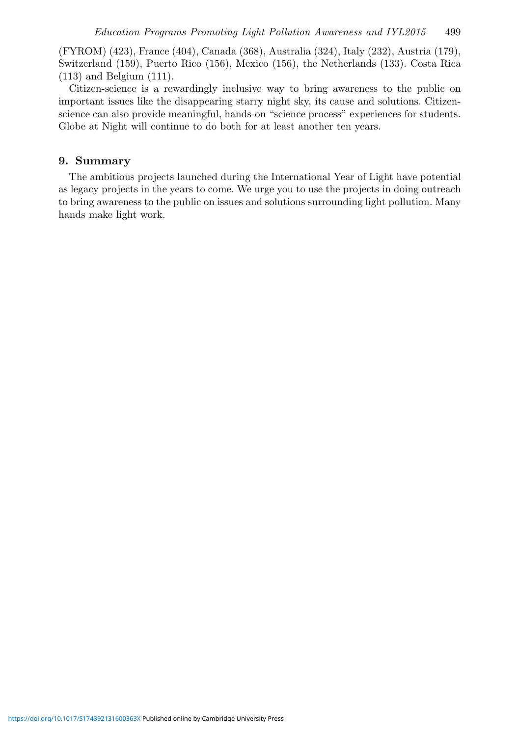(FYROM) (423), France (404), Canada (368), Australia (324), Italy (232), Austria (179), Switzerland (159), Puerto Rico (156), Mexico (156), the Netherlands (133). Costa Rica (113) and Belgium (111).

Citizen-science is a rewardingly inclusive way to bring awareness to the public on important issues like the disappearing starry night sky, its cause and solutions. Citizen-science can also provide meaningful, hands-on "science process" experiences for students. Globe at Night will continue to do both for at least another ten years.

## 9. Summary

The ambitious projects launched during the International Year of Light have potential as legacy projects in the years to come. We urge you to use the projects in doing outreach to bring awareness to the public on issues and solutions surrounding light pollution. Many hands make light work.